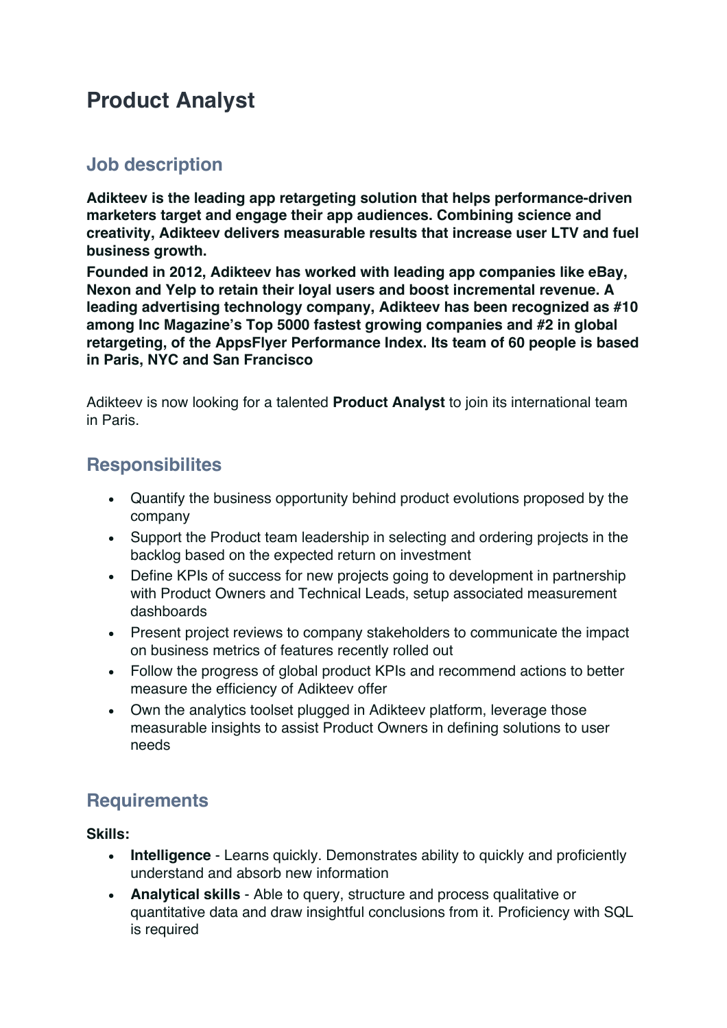# Product Analyst

## Job description

**Adikteev is the leading app retargeting solution that helps performance-driven marketers target and engage their app audiences. Combining science and creativity, Adikteev delivers measurable results that increase user LTV and fuel business growth.**

**Founded in 2012, Adikteev has worked with leading app companies like eBay, Nexon and Yelp to retain their loyal users and boost incremental revenue. A leading advertising technology company, Adikteev has been recognized as #10 among Inc Magazine's Top 5000 fastest growing companies and #2 in global retargeting, of the AppsFlyer Performance Index. Its team of 60 people is based in Paris, NYC and San Francisco**

Adikteev is now looking for a talented **Product Analyst** to join its international team in Paris.

## Responsibilites

- Quantify the business opportunity behind product evolutions proposed by the company
- Support the Product team leadership in selecting and ordering projects in the backlog based on the expected return on investment
- Define KPIs of success for new projects going to development in partnership with Product Owners and Technical Leads, setup associated measurement dashboards
- Present project reviews to company stakeholders to communicate the impact on business metrics of features recently rolled out
- Follow the progress of global product KPIs and recommend actions to better measure the efficiency of Adikteev offer
- Own the analytics toolset plugged in Adikteev platform, leverage those measurable insights to assist Product Owners in defining solutions to user needs

## Requirements

**Skills:**

- **Intelligence** - Learns quickly. Demonstrates ability to quickly and proficiently understand and absorb new information
- **Analytical skills** - Able to query, structure and process qualitative or quantitative data and draw insightful conclusions from it. Proficiency with SQL is required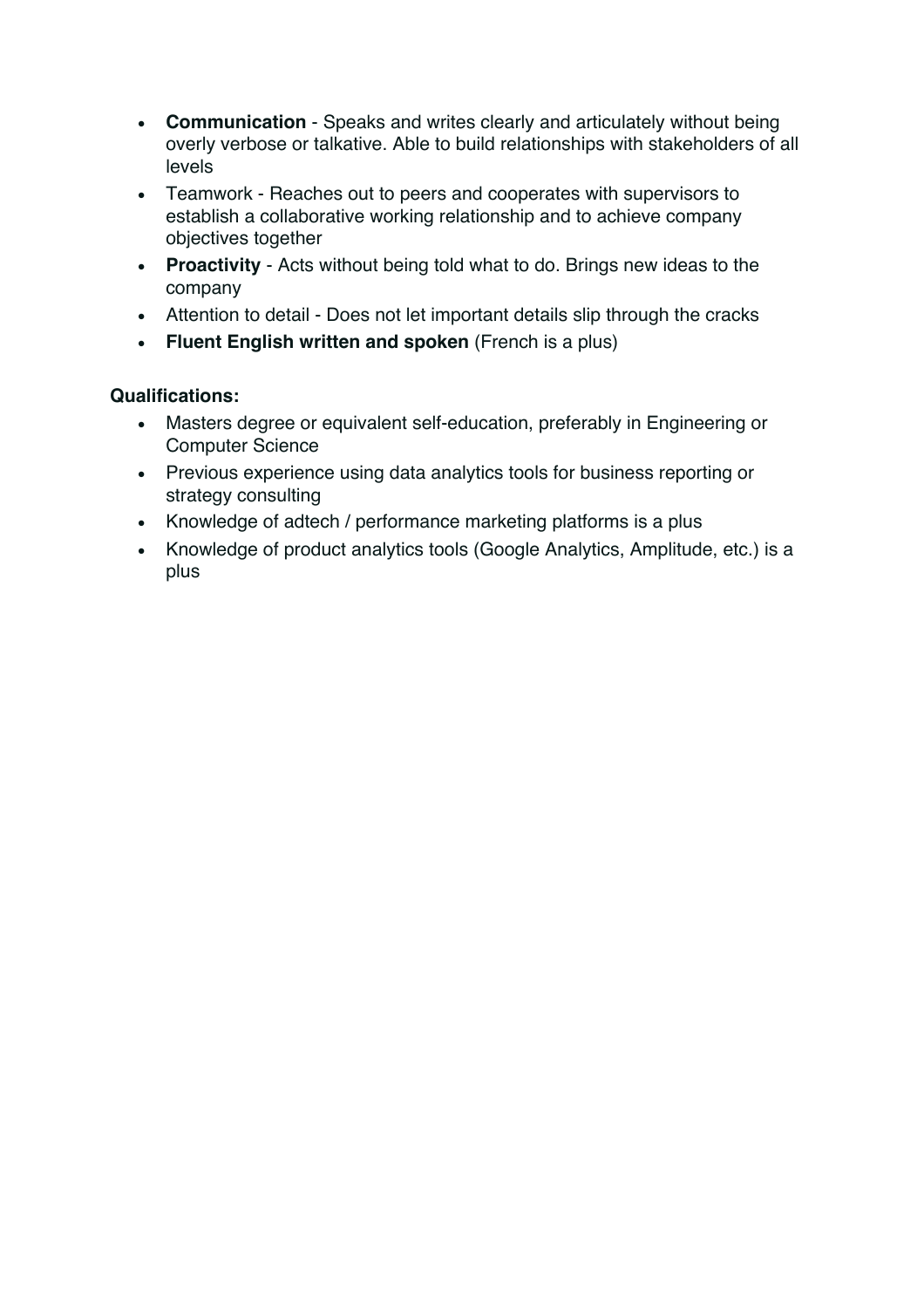- **Communication** - Speaks and writes clearly and articulately without being overly verbose or talkative. Able to build relationships with stakeholders of all levels
- Teamwork - Reaches out to peers and cooperates with supervisors to establish a collaborative working relationship and to achieve company objectives together
- **Proactivity** - Acts without being told what to do. Brings new ideas to the company
- Attention to detail - Does not let important details slip through the cracks
- **Fluent English written and spoken** (French is a plus)

**Qualifications:**

- Masters degree or equivalent self-education, preferably in Engineering or Computer Science
- Previous experience using data analytics tools for business reporting or strategy consulting
- Knowledge of adtech / performance marketing platforms is a plus
- Knowledge of product analytics tools (Google Analytics, Amplitude, etc.) is a plus